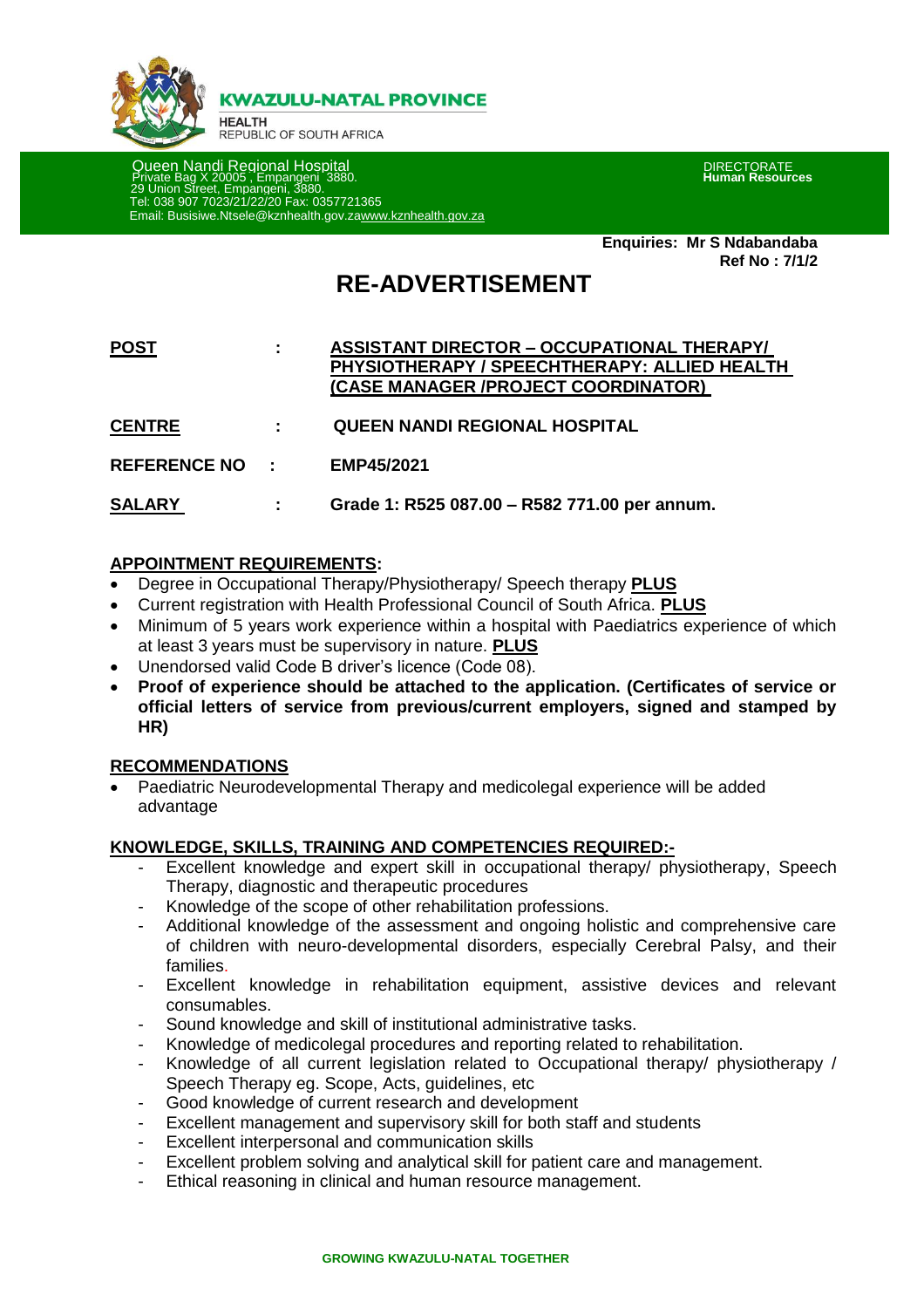**KWAZULU-NATAL PROVINCE**

**HEALTH**
REPUBLIC OF SOUTH AFRICA

Queen Nandi Regional Hospital
Private Bag X 20005 , Empangeni 3880.
29 Union Street, Empangeni, 3880.
Tel: 038 907 7023/21/22/20 Fax: 0357721365
Email: Busisiwe.Ntsele@kznhealth.gov.zawww.kznhealth.gov.za

DIRECTORATE
**Human Resources**

**Enquiries: Mr S Ndabandaba**
**Ref No : 7/1/2**

# RE-ADVERTISEMENT

**POST** : **ASSISTANT DIRECTOR – OCCUPATIONAL THERAPY/ PHYSIOTHERAPY / SPEECHTHERAPY: ALLIED HEALTH (CASE MANAGER /PROJECT COORDINATOR)**

**CENTRE** : **QUEEN NANDI REGIONAL HOSPITAL**

**REFERENCE NO** : **EMP45/2021**

**SALARY** : **Grade 1: R525 087.00 – R582 771.00 per annum.**

## APPOINTMENT REQUIREMENTS:

- Degree in Occupational Therapy/Physiotherapy/ Speech therapy **PLUS**
- Current registration with Health Professional Council of South Africa. **PLUS**
- Minimum of 5 years work experience within a hospital with Paediatrics experience of which at least 3 years must be supervisory in nature. **PLUS**
- Unendorsed valid Code B driver's licence (Code 08).
- **Proof of experience should be attached to the application. (Certificates of service or official letters of service from previous/current employers, signed and stamped by HR)**

## RECOMMENDATIONS

- Paediatric Neurodevelopmental Therapy and medicolegal experience will be added advantage

## KNOWLEDGE, SKILLS, TRAINING AND COMPETENCIES REQUIRED:-

- Excellent knowledge and expert skill in occupational therapy/ physiotherapy, Speech Therapy, diagnostic and therapeutic procedures
- Knowledge of the scope of other rehabilitation professions.
- Additional knowledge of the assessment and ongoing holistic and comprehensive care of children with neuro-developmental disorders, especially Cerebral Palsy, and their families.
- Excellent knowledge in rehabilitation equipment, assistive devices and relevant consumables.
- Sound knowledge and skill of institutional administrative tasks.
- Knowledge of medicolegal procedures and reporting related to rehabilitation.
- Knowledge of all current legislation related to Occupational therapy/ physiotherapy / Speech Therapy eg. Scope, Acts, guidelines, etc
- Good knowledge of current research and development
- Excellent management and supervisory skill for both staff and students
- Excellent interpersonal and communication skills
- Excellent problem solving and analytical skill for patient care and management.
- Ethical reasoning in clinical and human resource management.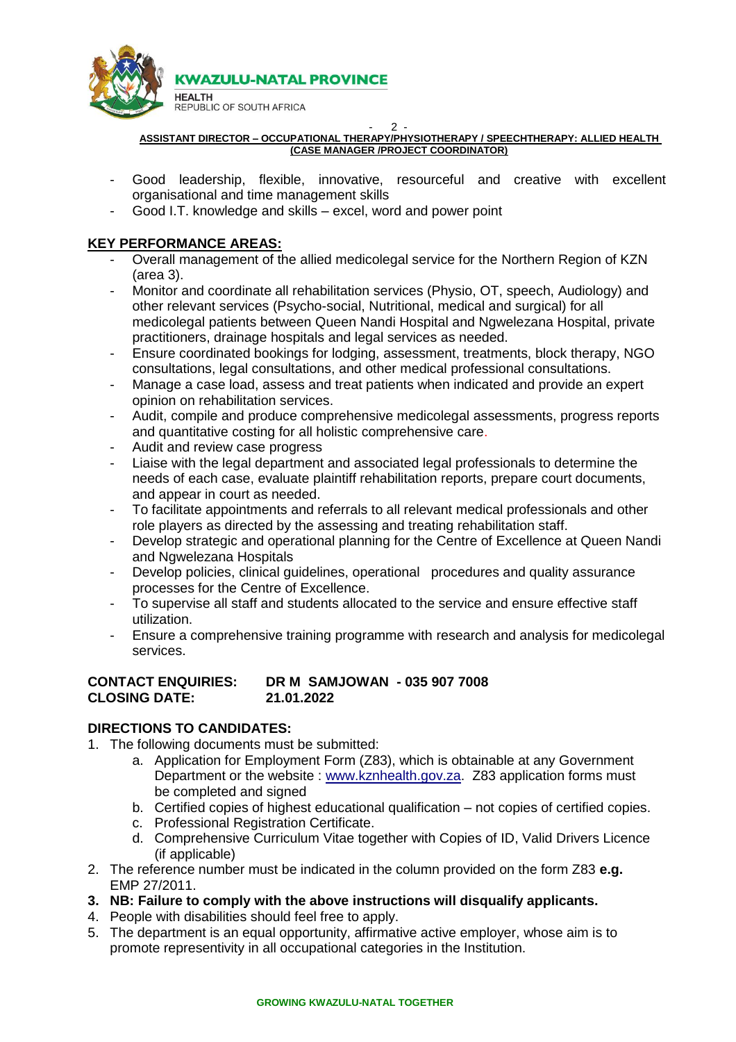**ASSISTANT DIRECTOR – OCCUPATIONAL THERAPY/PHYSIOTHERAPY / SPEECHTHERAPY: ALLIED HEALTH (CASE MANAGER /PROJECT COORDINATOR)**

- Good leadership, flexible, innovative, resourceful and creative with excellent organisational and time management skills
- Good I.T. knowledge and skills – excel, word and power point

## KEY PERFORMANCE AREAS:

- Overall management of the allied medicolegal service for the Northern Region of KZN (area 3).
- Monitor and coordinate all rehabilitation services (Physio, OT, speech, Audiology) and other relevant services (Psycho-social, Nutritional, medical and surgical) for all medicolegal patients between Queen Nandi Hospital and Ngwelezana Hospital, private practitioners, drainage hospitals and legal services as needed.
- Ensure coordinated bookings for lodging, assessment, treatments, block therapy, NGO consultations, legal consultations, and other medical professional consultations.
- Manage a case load, assess and treat patients when indicated and provide an expert opinion on rehabilitation services.
- Audit, compile and produce comprehensive medicolegal assessments, progress reports and quantitative costing for all holistic comprehensive care.
- Audit and review case progress
- Liaise with the legal department and associated legal professionals to determine the needs of each case, evaluate plaintiff rehabilitation reports, prepare court documents, and appear in court as needed.
- To facilitate appointments and referrals to all relevant medical professionals and other role players as directed by the assessing and treating rehabilitation staff.
- Develop strategic and operational planning for the Centre of Excellence at Queen Nandi and Ngwelezana Hospitals
- Develop policies, clinical guidelines, operational procedures and quality assurance processes for the Centre of Excellence.
- To supervise all staff and students allocated to the service and ensure effective staff utilization.
- Ensure a comprehensive training programme with research and analysis for medicolegal services.

**CONTACT ENQUIRIES: DR M SAMJOWAN - 035 907 7008**
**CLOSING DATE: 21.01.2022**

## DIRECTIONS TO CANDIDATES:

1. The following documents must be submitted:
   a. Application for Employment Form (Z83), which is obtainable at any Government Department or the website : www.kznhealth.gov.za. Z83 application forms must be completed and signed
   b. Certified copies of highest educational qualification – not copies of certified copies.
   c. Professional Registration Certificate.
   d. Comprehensive Curriculum Vitae together with Copies of ID, Valid Drivers Licence (if applicable)
2. The reference number must be indicated in the column provided on the form Z83 **e.g.** EMP 27/2011.
3. **NB: Failure to comply with the above instructions will disqualify applicants.**
4. People with disabilities should feel free to apply.
5. The department is an equal opportunity, affirmative active employer, whose aim is to promote representivity in all occupational categories in the Institution.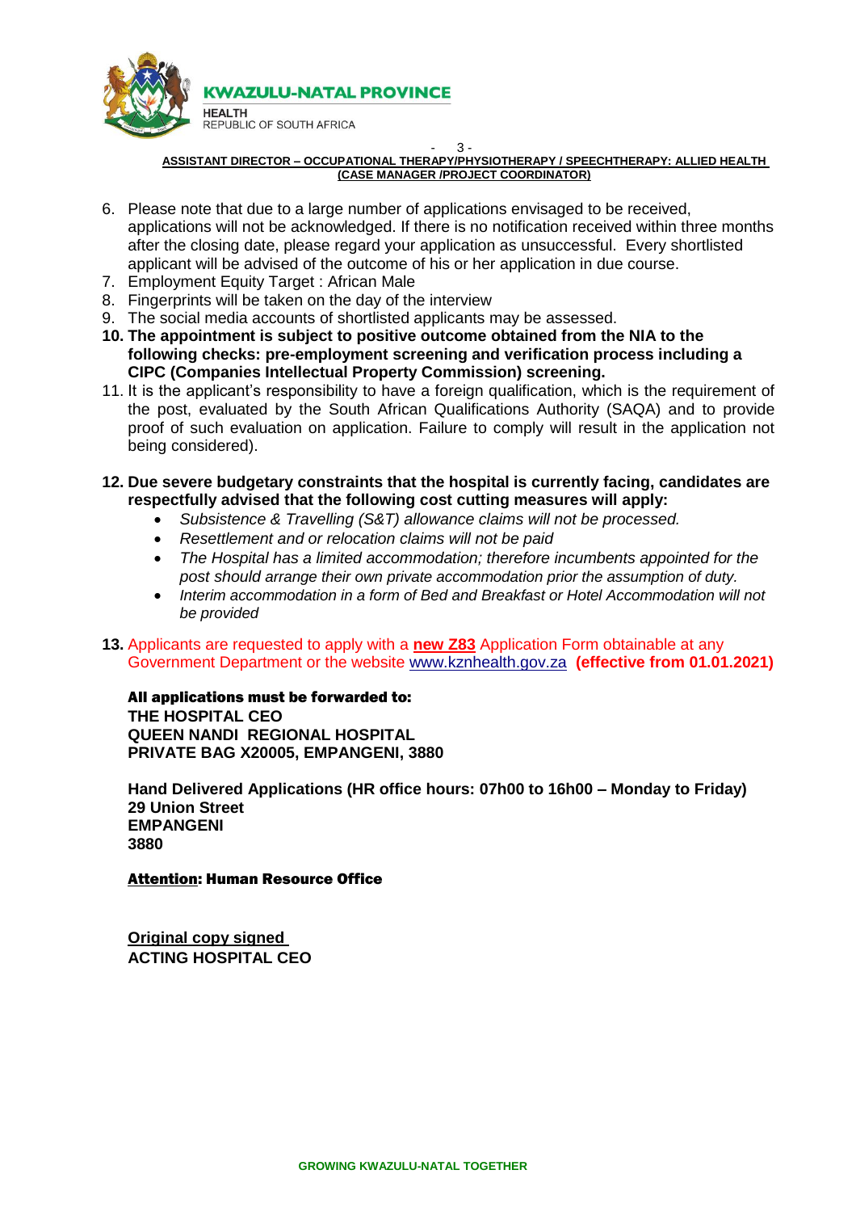**ASSISTANT DIRECTOR – OCCUPATIONAL THERAPY/PHYSIOTHERAPY / SPEECHTHERAPY: ALLIED HEALTH (CASE MANAGER /PROJECT COORDINATOR)**

6. Please note that due to a large number of applications envisaged to be received, applications will not be acknowledged. If there is no notification received within three months after the closing date, please regard your application as unsuccessful. Every shortlisted applicant will be advised of the outcome of his or her application in due course.
7. Employment Equity Target : African Male
8. Fingerprints will be taken on the day of the interview
9. The social media accounts of shortlisted applicants may be assessed.
10. **The appointment is subject to positive outcome obtained from the NIA to the following checks: pre-employment screening and verification process including a CIPC (Companies Intellectual Property Commission) screening.**
11. It is the applicant's responsibility to have a foreign qualification, which is the requirement of the post, evaluated by the South African Qualifications Authority (SAQA) and to provide proof of such evaluation on application. Failure to comply will result in the application not being considered).
12. **Due severe budgetary constraints that the hospital is currently facing, candidates are respectfully advised that the following cost cutting measures will apply:**
    - *Subsistence & Travelling (S&T) allowance claims will not be processed.*
    - *Resettlement and or relocation claims will not be paid*
    - *The Hospital has a limited accommodation; therefore incumbents appointed for the post should arrange their own private accommodation prior the assumption of duty.*
    - *Interim accommodation in a form of Bed and Breakfast or Hotel Accommodation will not be provided*
13. Applicants are requested to apply with a **new Z83** Application Form obtainable at any Government Department or the website www.kznhealth.gov.za **(effective from 01.01.2021)**

**All applications must be forwarded to:**
**THE HOSPITAL CEO**
**QUEEN NANDI REGIONAL HOSPITAL**
**PRIVATE BAG X20005, EMPANGENI, 3880**

**Hand Delivered Applications (HR office hours: 07h00 to 16h00 – Monday to Friday)**
**29 Union Street**
**EMPANGENI**
**3880**

**Attention: Human Resource Office**

**Original copy signed**
**ACTING HOSPITAL CEO**